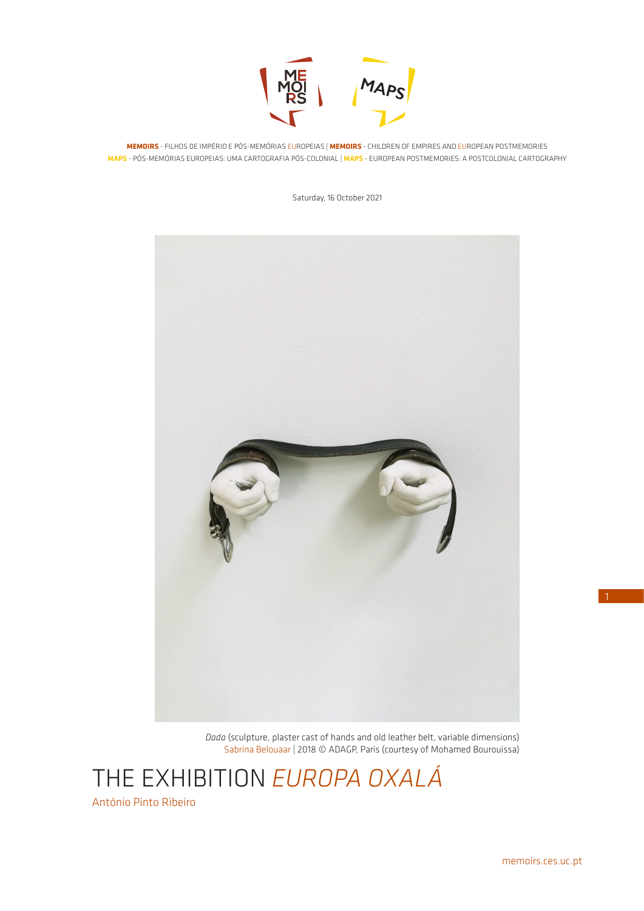**MEMOIRS** - FILHOS DE IMPÉRIO E PÓS-MEMÓRIAS EUROPEIAS | **MEMOIRS** - CHILDREN OF EMPIRES AND EUROPEAN POSTMEMORIES
**MAPS** - PÓS-MEMÓRIAS EUROPEIAS: UMA CARTOGRAFIA PÓS-COLONIAL | **MAPS** - EUROPEAN POSTMEMORIES: A POSTCOLONIAL CARTOGRAPHY

Saturday, 16 October 2021

*Dada* (sculpture, plaster cast of hands and old leather belt, variable dimensions)
Sabrina Belouaar | 2018 © ADAGP, Paris (courtesy of Mohamed Bourouissa)

# THE EXHIBITION *EUROPA OXALÁ*

António Pinto Ribeiro

memoirs.ces.uc.pt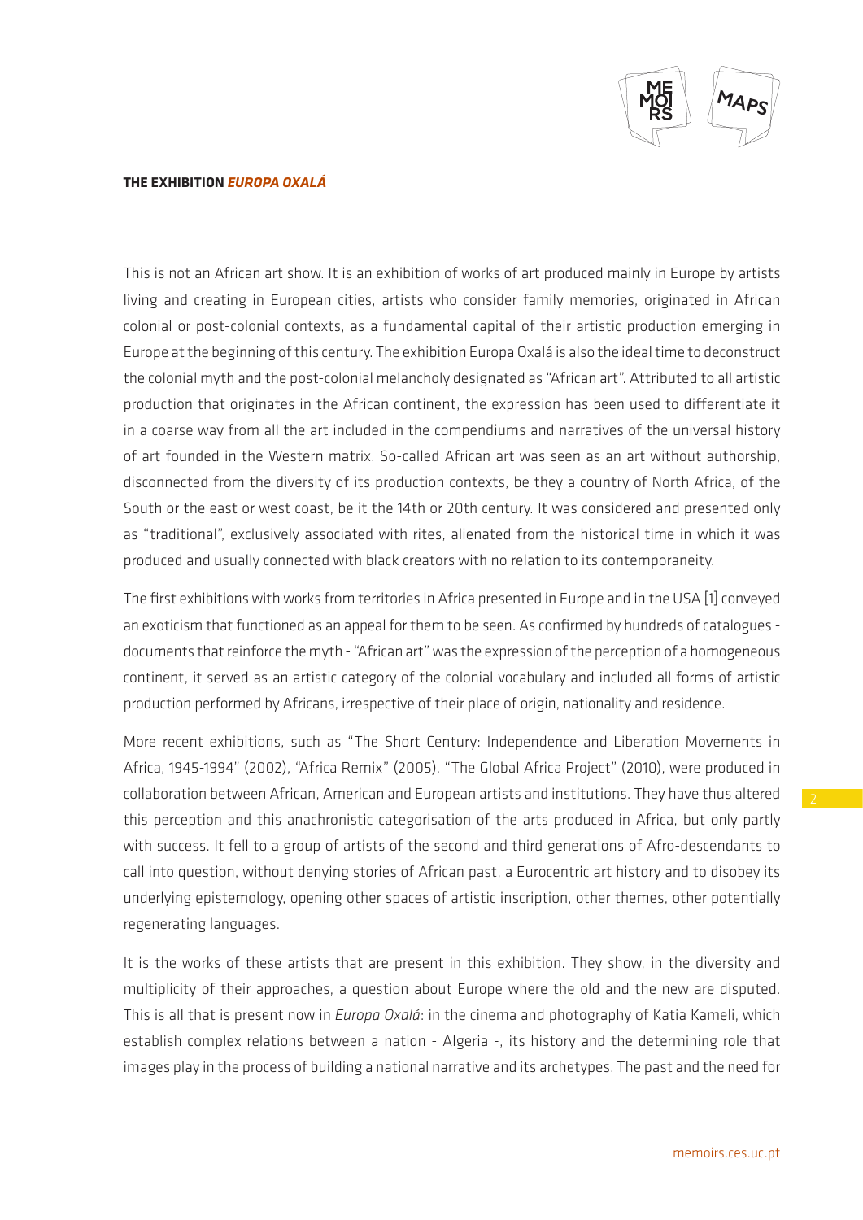**THE EXHIBITION *EUROPA OXALÁ***

This is not an African art show. It is an exhibition of works of art produced mainly in Europe by artists living and creating in European cities, artists who consider family memories, originated in African colonial or post-colonial contexts, as a fundamental capital of their artistic production emerging in Europe at the beginning of this century. The exhibition Europa Oxalá is also the ideal time to deconstruct the colonial myth and the post-colonial melancholy designated as "African art". Attributed to all artistic production that originates in the African continent, the expression has been used to differentiate it in a coarse way from all the art included in the compendiums and narratives of the universal history of art founded in the Western matrix. So-called African art was seen as an art without authorship, disconnected from the diversity of its production contexts, be they a country of North Africa, of the South or the east or west coast, be it the 14th or 20th century. It was considered and presented only as "traditional", exclusively associated with rites, alienated from the historical time in which it was produced and usually connected with black creators with no relation to its contemporaneity.

The first exhibitions with works from territories in Africa presented in Europe and in the USA [1] conveyed an exoticism that functioned as an appeal for them to be seen. As confirmed by hundreds of catalogues - documents that reinforce the myth - "African art" was the expression of the perception of a homogeneous continent, it served as an artistic category of the colonial vocabulary and included all forms of artistic production performed by Africans, irrespective of their place of origin, nationality and residence.

More recent exhibitions, such as "The Short Century: Independence and Liberation Movements in Africa, 1945-1994" (2002), "Africa Remix" (2005), "The Global Africa Project" (2010), were produced in collaboration between African, American and European artists and institutions. They have thus altered this perception and this anachronistic categorisation of the arts produced in Africa, but only partly with success. It fell to a group of artists of the second and third generations of Afro-descendants to call into question, without denying stories of African past, a Eurocentric art history and to disobey its underlying epistemology, opening other spaces of artistic inscription, other themes, other potentially regenerating languages.

It is the works of these artists that are present in this exhibition. They show, in the diversity and multiplicity of their approaches, a question about Europe where the old and the new are disputed. This is all that is present now in *Europa Oxalá*: in the cinema and photography of Katia Kameli, which establish complex relations between a nation - Algeria -, its history and the determining role that images play in the process of building a national narrative and its archetypes. The past and the need for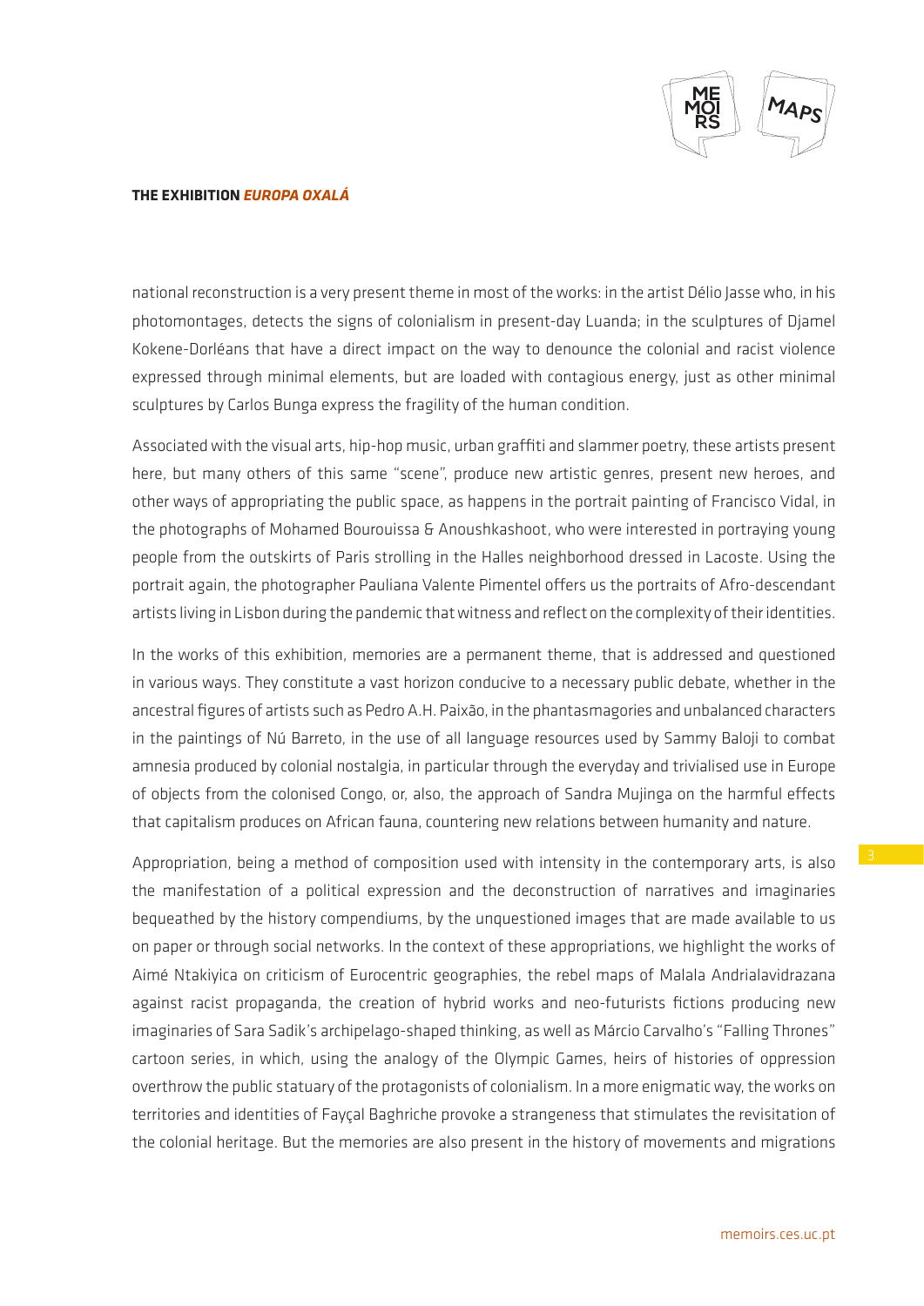national reconstruction is a very present theme in most of the works: in the artist Délio Jasse who, in his photomontages, detects the signs of colonialism in present-day Luanda; in the sculptures of Djamel Kokene-Dorléans that have a direct impact on the way to denounce the colonial and racist violence expressed through minimal elements, but are loaded with contagious energy, just as other minimal sculptures by Carlos Bunga express the fragility of the human condition.

Associated with the visual arts, hip-hop music, urban graffiti and slammer poetry, these artists present here, but many others of this same "scene", produce new artistic genres, present new heroes, and other ways of appropriating the public space, as happens in the portrait painting of Francisco Vidal, in the photographs of Mohamed Bourouissa & Anoushkashoot, who were interested in portraying young people from the outskirts of Paris strolling in the Halles neighborhood dressed in Lacoste. Using the portrait again, the photographer Pauliana Valente Pimentel offers us the portraits of Afro-descendant artists living in Lisbon during the pandemic that witness and reflect on the complexity of their identities.

In the works of this exhibition, memories are a permanent theme, that is addressed and questioned in various ways. They constitute a vast horizon conducive to a necessary public debate, whether in the ancestral figures of artists such as Pedro A.H. Paixão, in the phantasmagories and unbalanced characters in the paintings of Nú Barreto, in the use of all language resources used by Sammy Baloji to combat amnesia produced by colonial nostalgia, in particular through the everyday and trivialised use in Europe of objects from the colonised Congo, or, also, the approach of Sandra Mujinga on the harmful effects that capitalism produces on African fauna, countering new relations between humanity and nature.

Appropriation, being a method of composition used with intensity in the contemporary arts, is also the manifestation of a political expression and the deconstruction of narratives and imaginaries bequeathed by the history compendiums, by the unquestioned images that are made available to us on paper or through social networks. In the context of these appropriations, we highlight the works of Aimé Ntakiyica on criticism of Eurocentric geographies, the rebel maps of Malala Andrialavidrazana against racist propaganda, the creation of hybrid works and neo-futurists fictions producing new imaginaries of Sara Sadik's archipelago-shaped thinking, as well as Márcio Carvalho's "Falling Thrones" cartoon series, in which, using the analogy of the Olympic Games, heirs of histories of oppression overthrow the public statuary of the protagonists of colonialism. In a more enigmatic way, the works on territories and identities of Fayçal Baghriche provoke a strangeness that stimulates the revisitation of the colonial heritage. But the memories are also present in the history of movements and migrations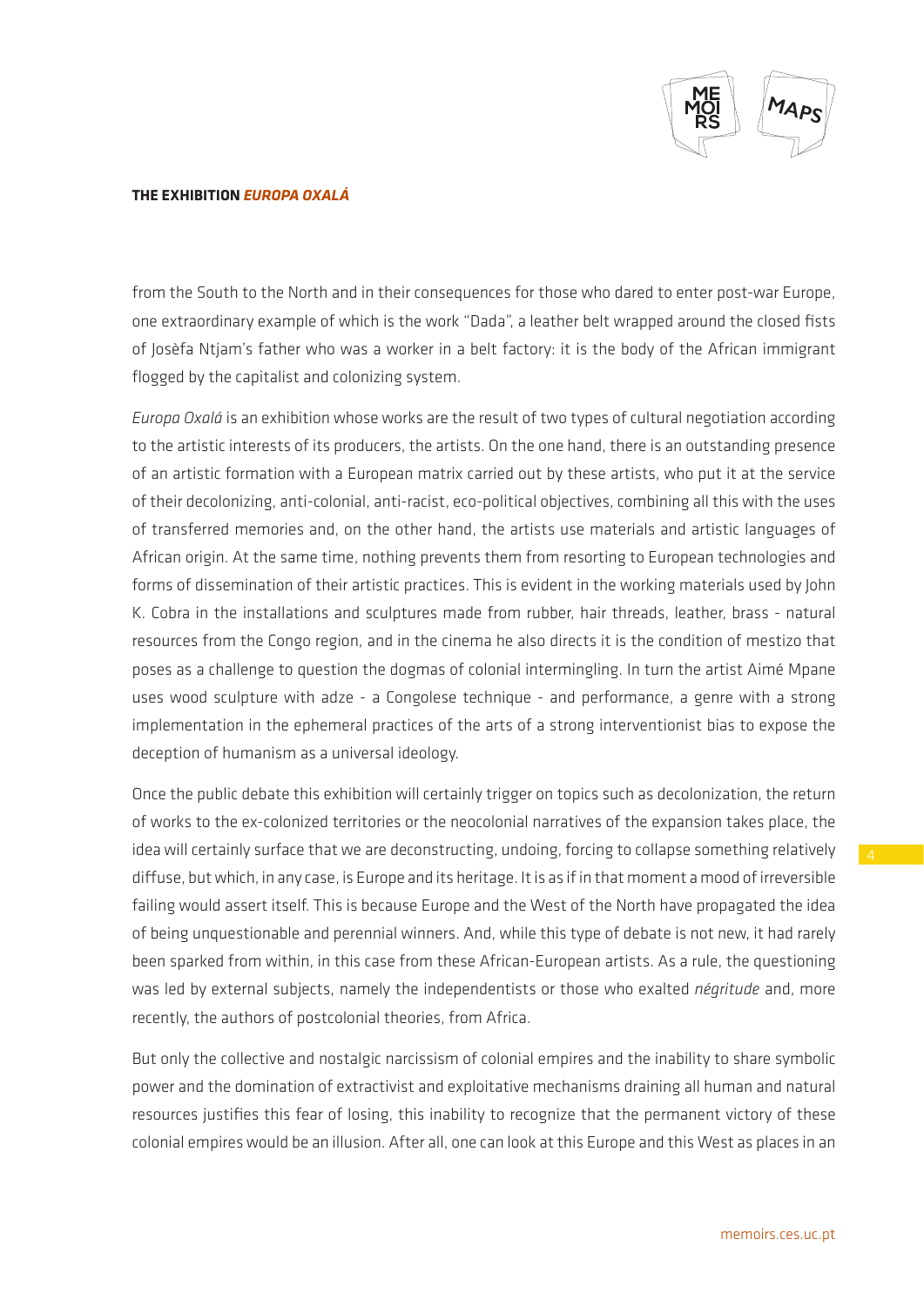from the South to the North and in their consequences for those who dared to enter post-war Europe, one extraordinary example of which is the work "Dada", a leather belt wrapped around the closed fists of Josèfa Ntjam's father who was a worker in a belt factory: it is the body of the African immigrant flogged by the capitalist and colonizing system.

*Europa Oxalá* is an exhibition whose works are the result of two types of cultural negotiation according to the artistic interests of its producers, the artists. On the one hand, there is an outstanding presence of an artistic formation with a European matrix carried out by these artists, who put it at the service of their decolonizing, anti-colonial, anti-racist, eco-political objectives, combining all this with the uses of transferred memories and, on the other hand, the artists use materials and artistic languages of African origin. At the same time, nothing prevents them from resorting to European technologies and forms of dissemination of their artistic practices. This is evident in the working materials used by John K. Cobra in the installations and sculptures made from rubber, hair threads, leather, brass - natural resources from the Congo region, and in the cinema he also directs it is the condition of mestizo that poses as a challenge to question the dogmas of colonial intermingling. In turn the artist Aimé Mpane uses wood sculpture with adze - a Congolese technique - and performance, a genre with a strong implementation in the ephemeral practices of the arts of a strong interventionist bias to expose the deception of humanism as a universal ideology.

Once the public debate this exhibition will certainly trigger on topics such as decolonization, the return of works to the ex-colonized territories or the neocolonial narratives of the expansion takes place, the idea will certainly surface that we are deconstructing, undoing, forcing to collapse something relatively diffuse, but which, in any case, is Europe and its heritage. It is as if in that moment a mood of irreversible failing would assert itself. This is because Europe and the West of the North have propagated the idea of being unquestionable and perennial winners. And, while this type of debate is not new, it had rarely been sparked from within, in this case from these African-European artists. As a rule, the questioning was led by external subjects, namely the independentists or those who exalted *négritude* and, more recently, the authors of postcolonial theories, from Africa.

But only the collective and nostalgic narcissism of colonial empires and the inability to share symbolic power and the domination of extractivist and exploitative mechanisms draining all human and natural resources justifies this fear of losing, this inability to recognize that the permanent victory of these colonial empires would be an illusion. After all, one can look at this Europe and this West as places in an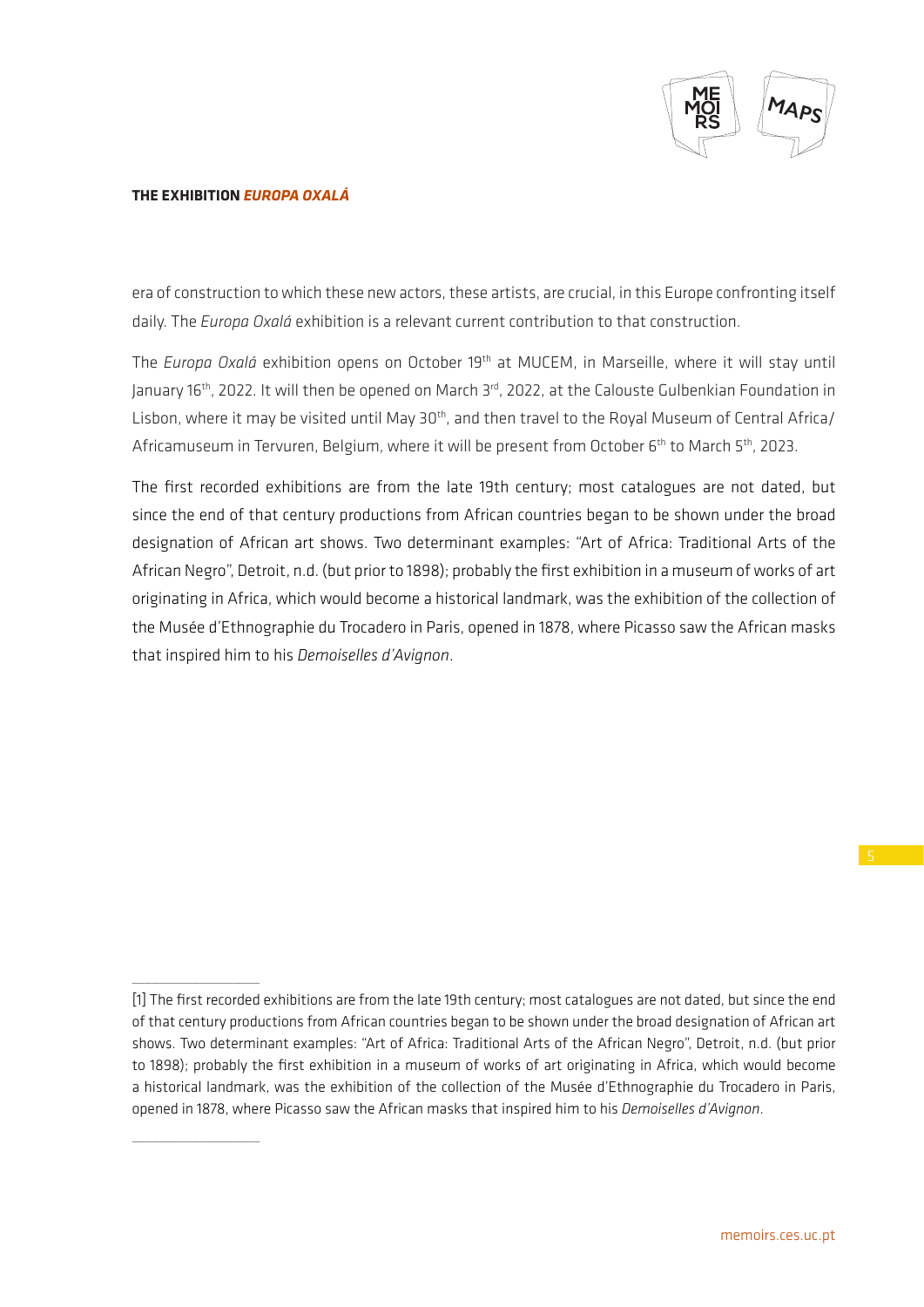era of construction to which these new actors, these artists, are crucial, in this Europe confronting itself daily. The *Europa Oxalá* exhibition is a relevant current contribution to that construction.

The *Europa Oxalá* exhibition opens on October 19th at MUCEM, in Marseille, where it will stay until January 16th, 2022. It will then be opened on March 3rd, 2022, at the Calouste Gulbenkian Foundation in Lisbon, where it may be visited until May 30th, and then travel to the Royal Museum of Central Africa/ Africamuseum in Tervuren, Belgium, where it will be present from October 6th to March 5th, 2023.

The first recorded exhibitions are from the late 19th century; most catalogues are not dated, but since the end of that century productions from African countries began to be shown under the broad designation of African art shows. Two determinant examples: "Art of Africa: Traditional Arts of the African Negro", Detroit, n.d. (but prior to 1898); probably the first exhibition in a museum of works of art originating in Africa, which would become a historical landmark, was the exhibition of the collection of the Musée d'Ethnographie du Trocadero in Paris, opened in 1878, where Picasso saw the African masks that inspired him to his *Demoiselles d'Avignon*.

---

[1] The first recorded exhibitions are from the late 19th century; most catalogues are not dated, but since the end of that century productions from African countries began to be shown under the broad designation of African art shows. Two determinant examples: "Art of Africa: Traditional Arts of the African Negro", Detroit, n.d. (but prior to 1898); probably the first exhibition in a museum of works of art originating in Africa, which would become a historical landmark, was the exhibition of the collection of the Musée d'Ethnographie du Trocadero in Paris, opened in 1878, where Picasso saw the African masks that inspired him to his *Demoiselles d'Avignon*.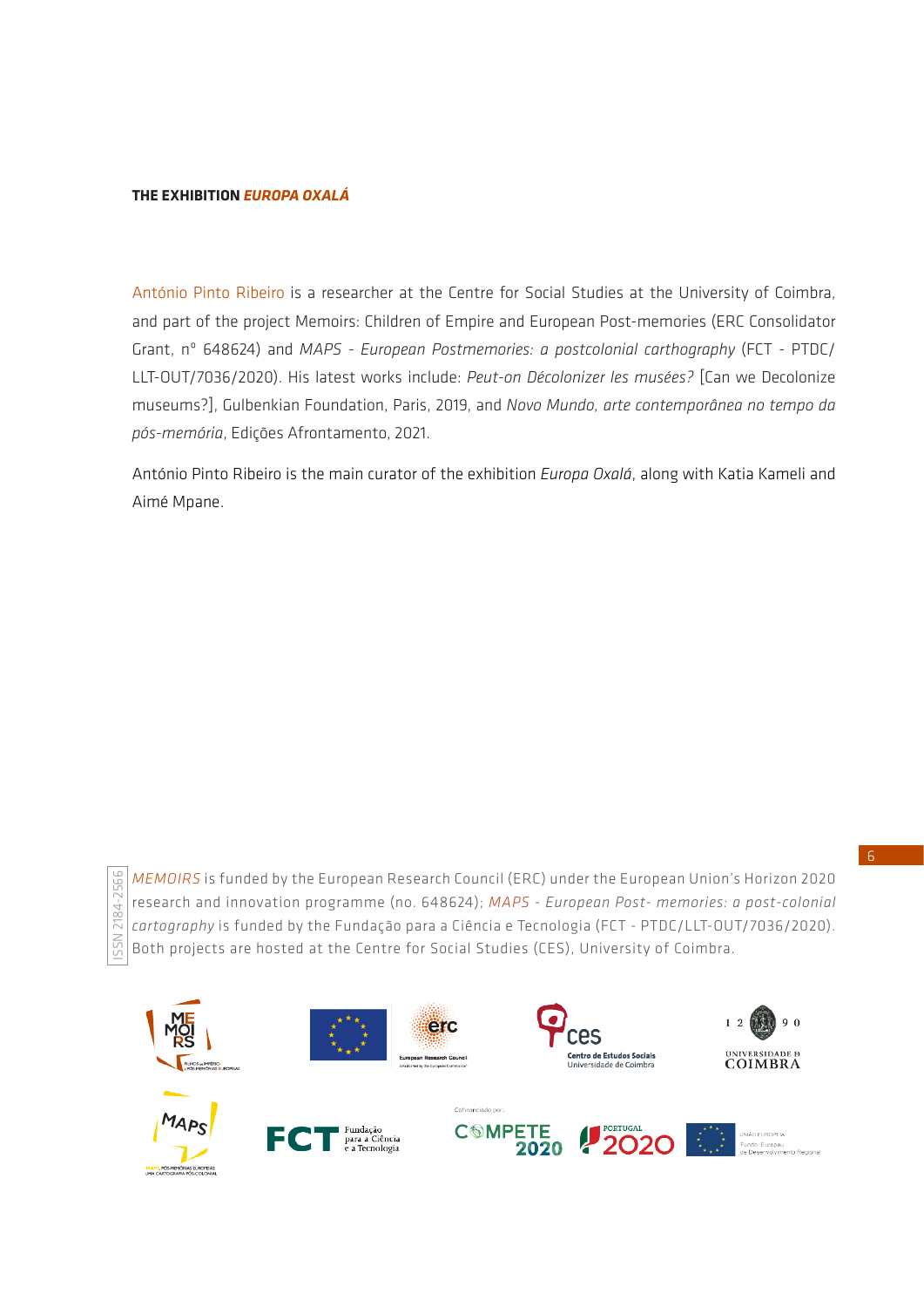**THE EXHIBITION *EUROPA OXALÁ***

António Pinto Ribeiro is a researcher at the Centre for Social Studies at the University of Coimbra, and part of the project Memoirs: Children of Empire and European Post-memories (ERC Consolidator Grant, nº 648624) and *MAPS - European Postmemories: a postcolonial carthography* (FCT - PTDC/LLT-OUT/7036/2020). His latest works include: *Peut-on Décolonizer les musées?* [Can we Decolonize museums?], Gulbenkian Foundation, Paris, 2019, and *Novo Mundo, arte contemporânea no tempo da pós-memória*, Edições Afrontamento, 2021.

António Pinto Ribeiro is the main curator of the exhibition *Europa Oxalá*, along with Katia Kameli and Aimé Mpane.

ISSN 2184-2566

*MEMOIRS* is funded by the European Research Council (ERC) under the European Union's Horizon 2020 research and innovation programme (no. 648624); *MAPS - European Post- memories: a post-colonial cartography* is funded by the Fundação para a Ciência e Tecnologia (FCT - PTDC/LLT-OUT/7036/2020). Both projects are hosted at the Centre for Social Studies (CES), University of Coimbra.